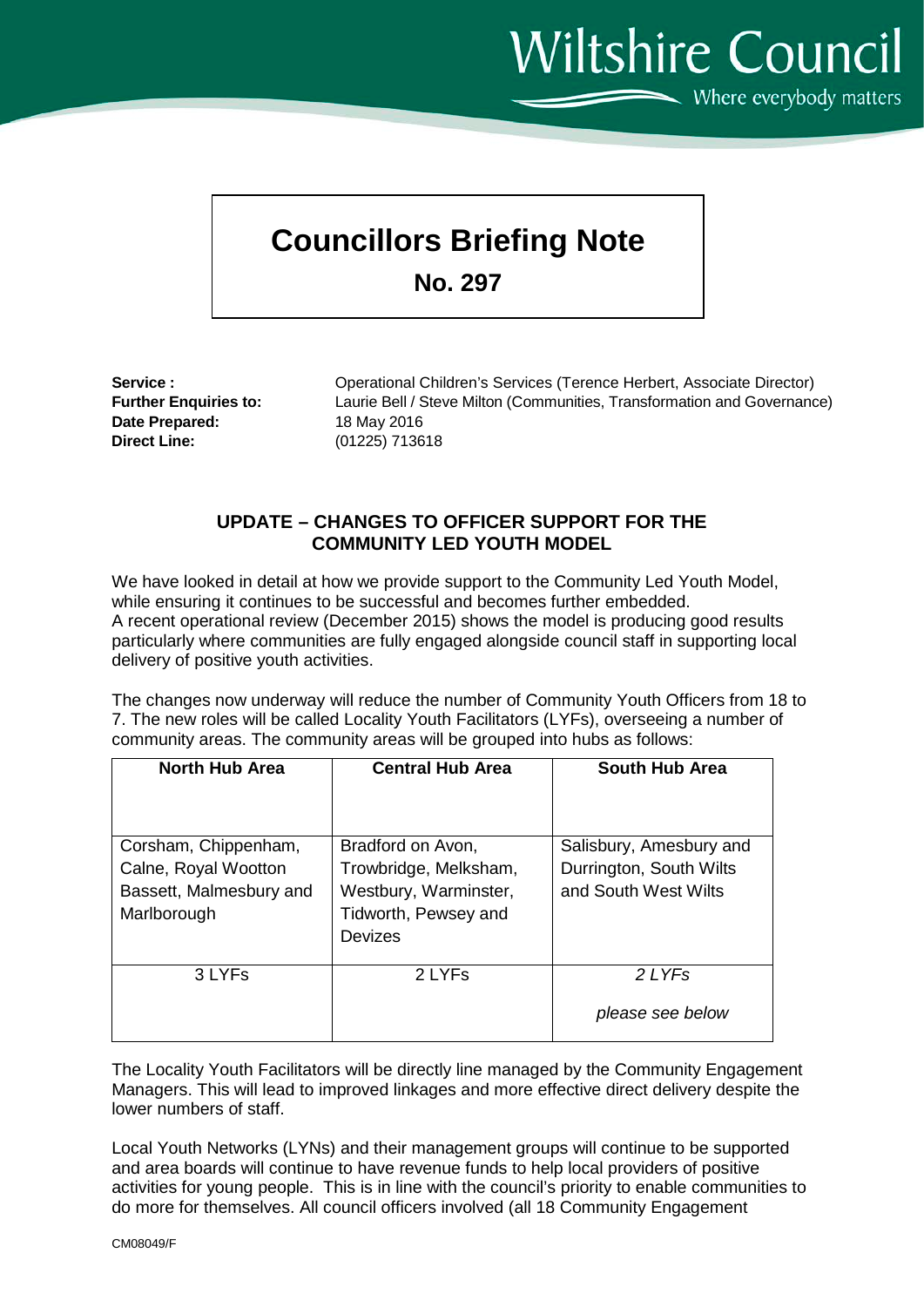# Councillors Briefing Note

## No. 297

**Service :** Operational Children's Services (Terence Herbert, Associate Director)
**Further Enquiries to:** Laurie Bell / Steve Milton (Communities, Transformation and Governance)
**Date Prepared:** 18 May 2016
**Direct Line:** (01225) 713618

### UPDATE – CHANGES TO OFFICER SUPPORT FOR THE COMMUNITY LED YOUTH MODEL

We have looked in detail at how we provide support to the Community Led Youth Model, while ensuring it continues to be successful and becomes further embedded.
A recent operational review (December 2015) shows the model is producing good results particularly where communities are fully engaged alongside council staff in supporting local delivery of positive youth activities.

The changes now underway will reduce the number of Community Youth Officers from 18 to 7. The new roles will be called Locality Youth Facilitators (LYFs), overseeing a number of community areas. The community areas will be grouped into hubs as follows:

| North Hub Area | Central Hub Area | South Hub Area |
|---|---|---|
| Corsham, Chippenham, Calne, Royal Wootton Bassett, Malmesbury and Marlborough | Bradford on Avon, Trowbridge, Melksham, Westbury, Warminster, Tidworth, Pewsey and Devizes | Salisbury, Amesbury and Durrington, South Wilts and South West Wilts |
| 3 LYFs | 2 LYFs | *2 LYFs* *please see below* |

The Locality Youth Facilitators will be directly line managed by the Community Engagement Managers. This will lead to improved linkages and more effective direct delivery despite the lower numbers of staff.

Local Youth Networks (LYNs) and their management groups will continue to be supported and area boards will continue to have revenue funds to help local providers of positive activities for young people. This is in line with the council's priority to enable communities to do more for themselves. All council officers involved (all 18 Community Engagement

CM08049/F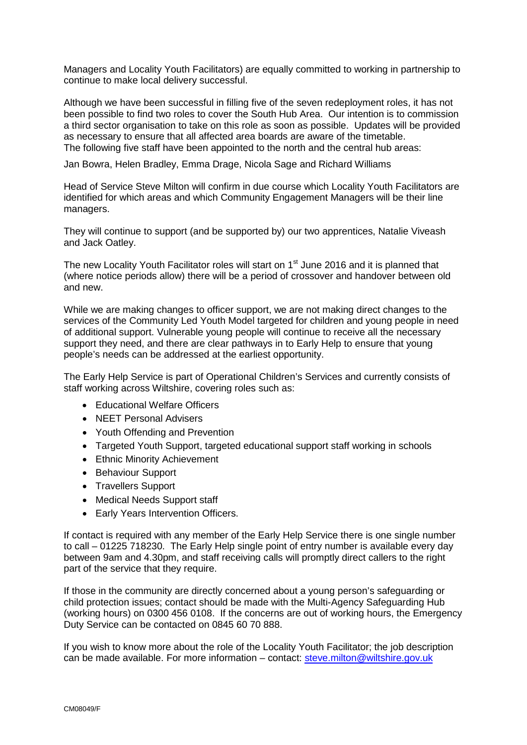Managers and Locality Youth Facilitators) are equally committed to working in partnership to continue to make local delivery successful.

Although we have been successful in filling five of the seven redeployment roles, it has not been possible to find two roles to cover the South Hub Area. Our intention is to commission a third sector organisation to take on this role as soon as possible. Updates will be provided as necessary to ensure that all affected area boards are aware of the timetable.
The following five staff have been appointed to the north and the central hub areas:

Jan Bowra, Helen Bradley, Emma Drage, Nicola Sage and Richard Williams

Head of Service Steve Milton will confirm in due course which Locality Youth Facilitators are identified for which areas and which Community Engagement Managers will be their line managers.

They will continue to support (and be supported by) our two apprentices, Natalie Viveash and Jack Oatley.

The new Locality Youth Facilitator roles will start on 1st June 2016 and it is planned that (where notice periods allow) there will be a period of crossover and handover between old and new.

While we are making changes to officer support, we are not making direct changes to the services of the Community Led Youth Model targeted for children and young people in need of additional support. Vulnerable young people will continue to receive all the necessary support they need, and there are clear pathways in to Early Help to ensure that young people's needs can be addressed at the earliest opportunity.

The Early Help Service is part of Operational Children's Services and currently consists of staff working across Wiltshire, covering roles such as:

- Educational Welfare Officers
- NEET Personal Advisers
- Youth Offending and Prevention
- Targeted Youth Support, targeted educational support staff working in schools
- Ethnic Minority Achievement
- Behaviour Support
- Travellers Support
- Medical Needs Support staff
- Early Years Intervention Officers.

If contact is required with any member of the Early Help Service there is one single number to call – 01225 718230. The Early Help single point of entry number is available every day between 9am and 4.30pm, and staff receiving calls will promptly direct callers to the right part of the service that they require.

If those in the community are directly concerned about a young person's safeguarding or child protection issues; contact should be made with the Multi-Agency Safeguarding Hub (working hours) on 0300 456 0108. If the concerns are out of working hours, the Emergency Duty Service can be contacted on 0845 60 70 888.

If you wish to know more about the role of the Locality Youth Facilitator; the job description can be made available. For more information – contact: steve.milton@wiltshire.gov.uk

CM08049/F